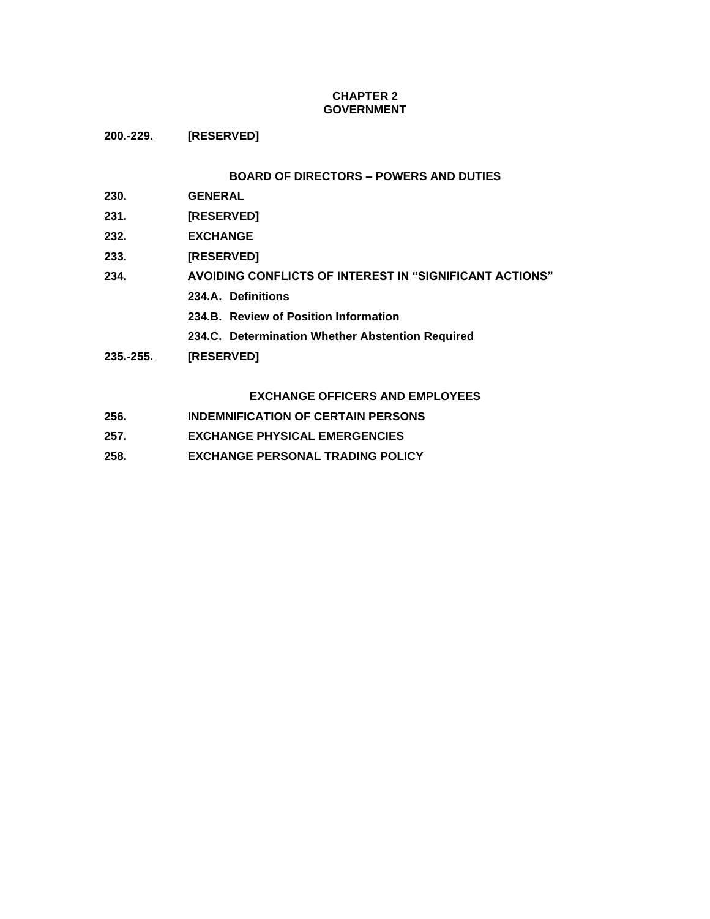# CHAPTER 2
# GOVERNMENT

**200.-229. [RESERVED]**

## BOARD OF DIRECTORS – POWERS AND DUTIES

**230. GENERAL**

**231. [RESERVED]**

**232. EXCHANGE**

**233. [RESERVED]**

**234. AVOIDING CONFLICTS OF INTEREST IN "SIGNIFICANT ACTIONS"**

- **234.A. Definitions**
- **234.B. Review of Position Information**
- **234.C. Determination Whether Abstention Required**

**235.-255. [RESERVED]**

## EXCHANGE OFFICERS AND EMPLOYEES

**256. INDEMNIFICATION OF CERTAIN PERSONS**

**257. EXCHANGE PHYSICAL EMERGENCIES**

**258. EXCHANGE PERSONAL TRADING POLICY**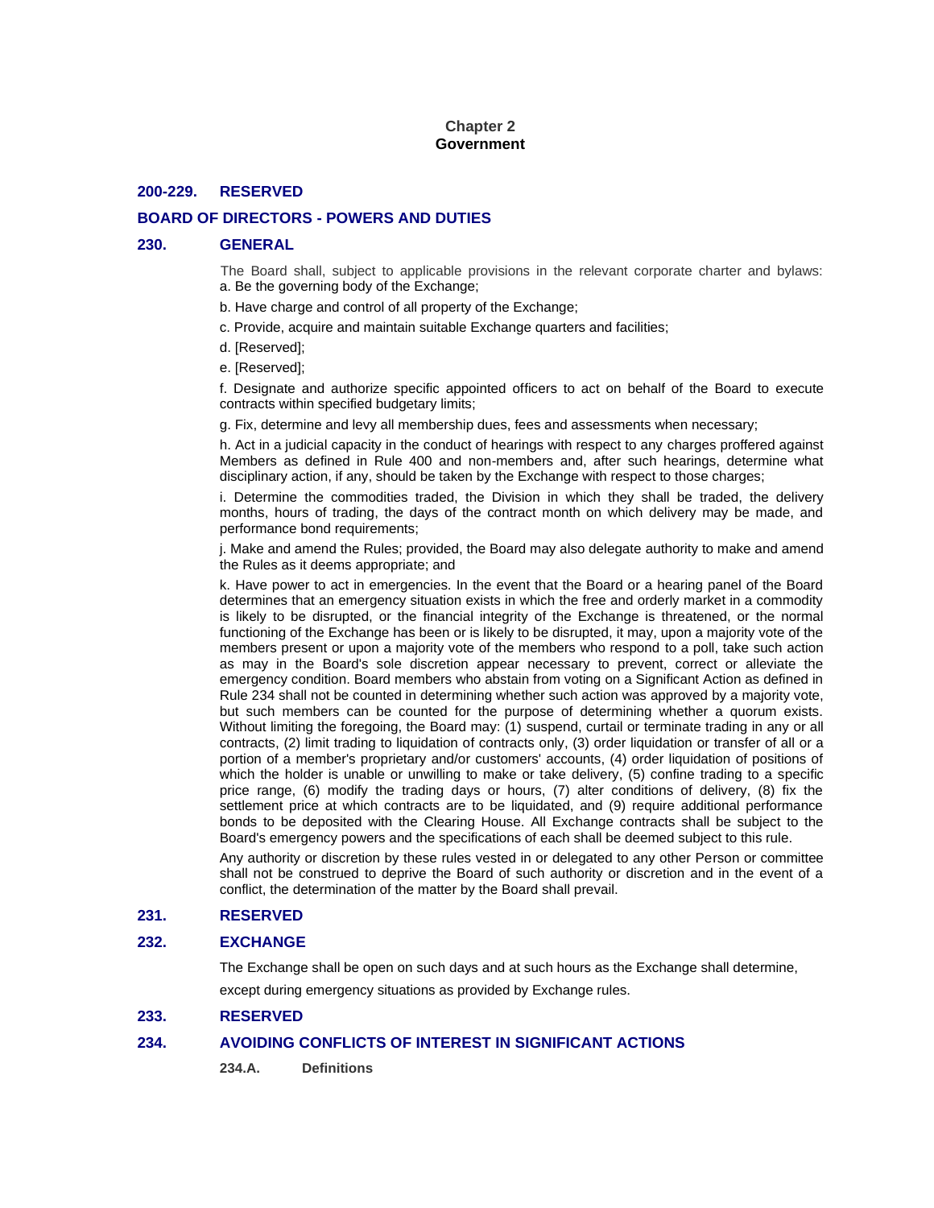# Chapter 2
# Government

## 200-229. RESERVED

## BOARD OF DIRECTORS - POWERS AND DUTIES

## 230. GENERAL

The Board shall, subject to applicable provisions in the relevant corporate charter and bylaws:

a. Be the governing body of the Exchange;

b. Have charge and control of all property of the Exchange;

c. Provide, acquire and maintain suitable Exchange quarters and facilities;

d. [Reserved];

e. [Reserved];

f. Designate and authorize specific appointed officers to act on behalf of the Board to execute contracts within specified budgetary limits;

g. Fix, determine and levy all membership dues, fees and assessments when necessary;

h. Act in a judicial capacity in the conduct of hearings with respect to any charges proffered against Members as defined in Rule 400 and non-members and, after such hearings, determine what disciplinary action, if any, should be taken by the Exchange with respect to those charges;

i. Determine the commodities traded, the Division in which they shall be traded, the delivery months, hours of trading, the days of the contract month on which delivery may be made, and performance bond requirements;

j. Make and amend the Rules; provided, the Board may also delegate authority to make and amend the Rules as it deems appropriate; and

k. Have power to act in emergencies. In the event that the Board or a hearing panel of the Board determines that an emergency situation exists in which the free and orderly market in a commodity is likely to be disrupted, or the financial integrity of the Exchange is threatened, or the normal functioning of the Exchange has been or is likely to be disrupted, it may, upon a majority vote of the members present or upon a majority vote of the members who respond to a poll, take such action as may in the Board's sole discretion appear necessary to prevent, correct or alleviate the emergency condition. Board members who abstain from voting on a Significant Action as defined in Rule 234 shall not be counted in determining whether such action was approved by a majority vote, but such members can be counted for the purpose of determining whether a quorum exists. Without limiting the foregoing, the Board may: (1) suspend, curtail or terminate trading in any or all contracts, (2) limit trading to liquidation of contracts only, (3) order liquidation or transfer of all or a portion of a member's proprietary and/or customers' accounts, (4) order liquidation of positions of which the holder is unable or unwilling to make or take delivery, (5) confine trading to a specific price range, (6) modify the trading days or hours, (7) alter conditions of delivery, (8) fix the settlement price at which contracts are to be liquidated, and (9) require additional performance bonds to be deposited with the Clearing House. All Exchange contracts shall be subject to the Board's emergency powers and the specifications of each shall be deemed subject to this rule.

Any authority or discretion by these rules vested in or delegated to any other Person or committee shall not be construed to deprive the Board of such authority or discretion and in the event of a conflict, the determination of the matter by the Board shall prevail.

## 231. RESERVED

## 232. EXCHANGE

The Exchange shall be open on such days and at such hours as the Exchange shall determine, except during emergency situations as provided by Exchange rules.

## 233. RESERVED

## 234. AVOIDING CONFLICTS OF INTEREST IN SIGNIFICANT ACTIONS

### 234.A. Definitions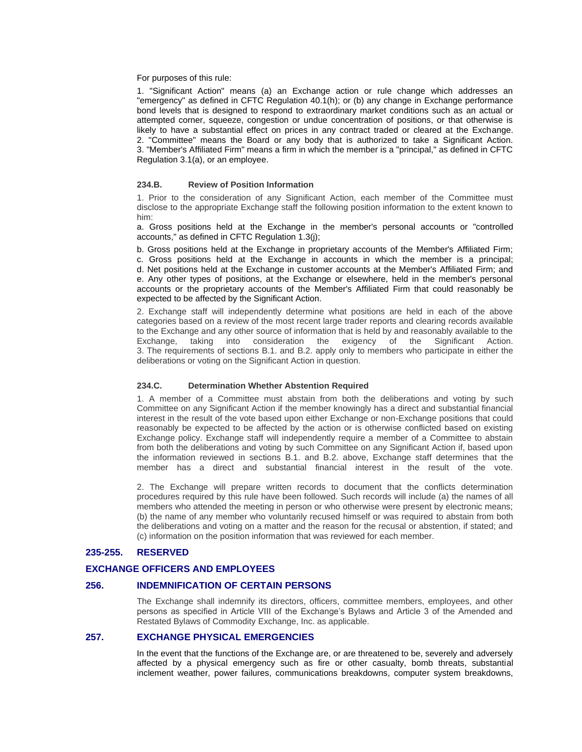For purposes of this rule:

1. "Significant Action" means (a) an Exchange action or rule change which addresses an "emergency" as defined in CFTC Regulation 40.1(h); or (b) any change in Exchange performance bond levels that is designed to respond to extraordinary market conditions such as an actual or attempted corner, squeeze, congestion or undue concentration of positions, or that otherwise is likely to have a substantial effect on prices in any contract traded or cleared at the Exchange.
2. "Committee" means the Board or any body that is authorized to take a Significant Action.
3. "Member's Affiliated Firm" means a firm in which the member is a "principal," as defined in CFTC Regulation 3.1(a), or an employee.

#### 234.B. Review of Position Information

1. Prior to the consideration of any Significant Action, each member of the Committee must disclose to the appropriate Exchange staff the following position information to the extent known to him:

a. Gross positions held at the Exchange in the member's personal accounts or "controlled accounts," as defined in CFTC Regulation 1.3(j);

b. Gross positions held at the Exchange in proprietary accounts of the Member's Affiliated Firm;
c. Gross positions held at the Exchange in accounts in which the member is a principal;
d. Net positions held at the Exchange in customer accounts at the Member's Affiliated Firm; and
e. Any other types of positions, at the Exchange or elsewhere, held in the member's personal accounts or the proprietary accounts of the Member's Affiliated Firm that could reasonably be expected to be affected by the Significant Action.

2. Exchange staff will independently determine what positions are held in each of the above categories based on a review of the most recent large trader reports and clearing records available to the Exchange and any other source of information that is held by and reasonably available to the Exchange, taking into consideration the exigency of the Significant Action.
3. The requirements of sections B.1. and B.2. apply only to members who participate in either the deliberations or voting on the Significant Action in question.

#### 234.C. Determination Whether Abstention Required

1. A member of a Committee must abstain from both the deliberations and voting by such Committee on any Significant Action if the member knowingly has a direct and substantial financial interest in the result of the vote based upon either Exchange or non-Exchange positions that could reasonably be expected to be affected by the action or is otherwise conflicted based on existing Exchange policy. Exchange staff will independently require a member of a Committee to abstain from both the deliberations and voting by such Committee on any Significant Action if, based upon the information reviewed in sections B.1. and B.2. above, Exchange staff determines that the member has a direct and substantial financial interest in the result of the vote.

2. The Exchange will prepare written records to document that the conflicts determination procedures required by this rule have been followed. Such records will include (a) the names of all members who attended the meeting in person or who otherwise were present by electronic means; (b) the name of any member who voluntarily recused himself or was required to abstain from both the deliberations and voting on a matter and the reason for the recusal or abstention, if stated; and (c) information on the position information that was reviewed for each member.

### 235-255. RESERVED

## EXCHANGE OFFICERS AND EMPLOYEES

### 256. INDEMNIFICATION OF CERTAIN PERSONS

The Exchange shall indemnify its directors, officers, committee members, employees, and other persons as specified in Article VIII of the Exchange's Bylaws and Article 3 of the Amended and Restated Bylaws of Commodity Exchange, Inc. as applicable.

### 257. EXCHANGE PHYSICAL EMERGENCIES

In the event that the functions of the Exchange are, or are threatened to be, severely and adversely affected by a physical emergency such as fire or other casualty, bomb threats, substantial inclement weather, power failures, communications breakdowns, computer system breakdowns,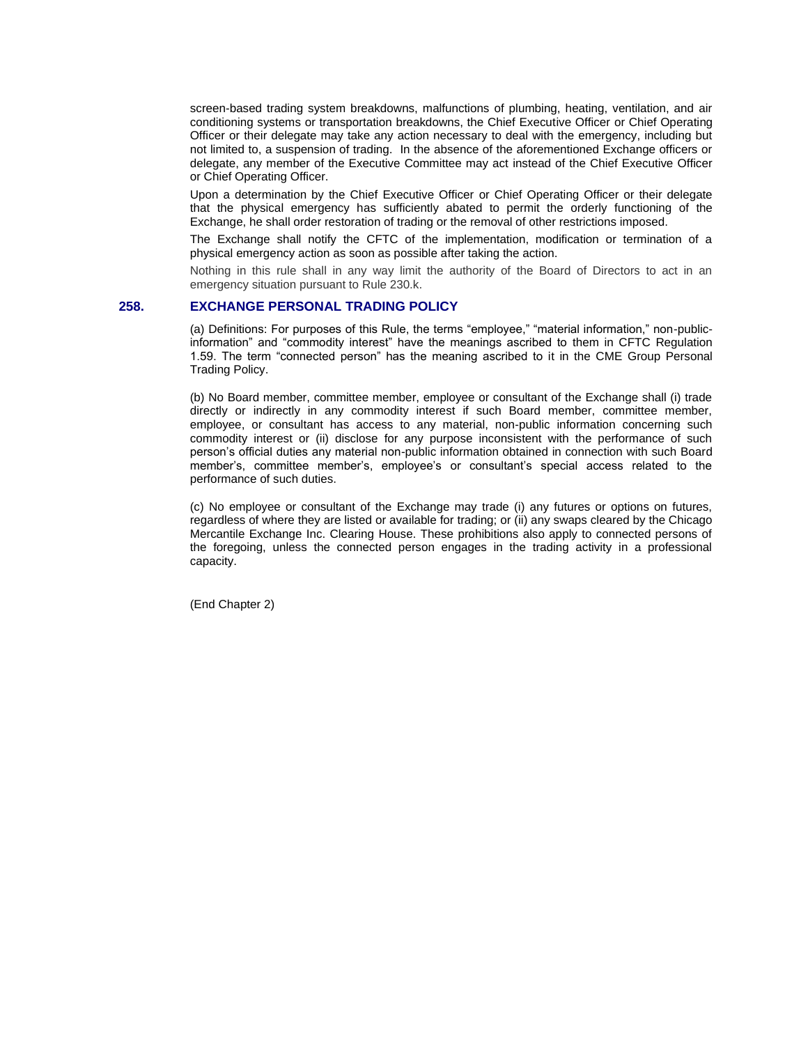screen-based trading system breakdowns, malfunctions of plumbing, heating, ventilation, and air conditioning systems or transportation breakdowns, the Chief Executive Officer or Chief Operating Officer or their delegate may take any action necessary to deal with the emergency, including but not limited to, a suspension of trading. In the absence of the aforementioned Exchange officers or delegate, any member of the Executive Committee may act instead of the Chief Executive Officer or Chief Operating Officer.

Upon a determination by the Chief Executive Officer or Chief Operating Officer or their delegate that the physical emergency has sufficiently abated to permit the orderly functioning of the Exchange, he shall order restoration of trading or the removal of other restrictions imposed.

The Exchange shall notify the CFTC of the implementation, modification or termination of a physical emergency action as soon as possible after taking the action.

Nothing in this rule shall in any way limit the authority of the Board of Directors to act in an emergency situation pursuant to Rule 230.k.

## 258. EXCHANGE PERSONAL TRADING POLICY

(a) Definitions: For purposes of this Rule, the terms "employee," "material information," non-public-information" and "commodity interest" have the meanings ascribed to them in CFTC Regulation 1.59. The term "connected person" has the meaning ascribed to it in the CME Group Personal Trading Policy.

(b) No Board member, committee member, employee or consultant of the Exchange shall (i) trade directly or indirectly in any commodity interest if such Board member, committee member, employee, or consultant has access to any material, non-public information concerning such commodity interest or (ii) disclose for any purpose inconsistent with the performance of such person's official duties any material non-public information obtained in connection with such Board member's, committee member's, employee's or consultant's special access related to the performance of such duties.

(c) No employee or consultant of the Exchange may trade (i) any futures or options on futures, regardless of where they are listed or available for trading; or (ii) any swaps cleared by the Chicago Mercantile Exchange Inc. Clearing House. These prohibitions also apply to connected persons of the foregoing, unless the connected person engages in the trading activity in a professional capacity.

(End Chapter 2)